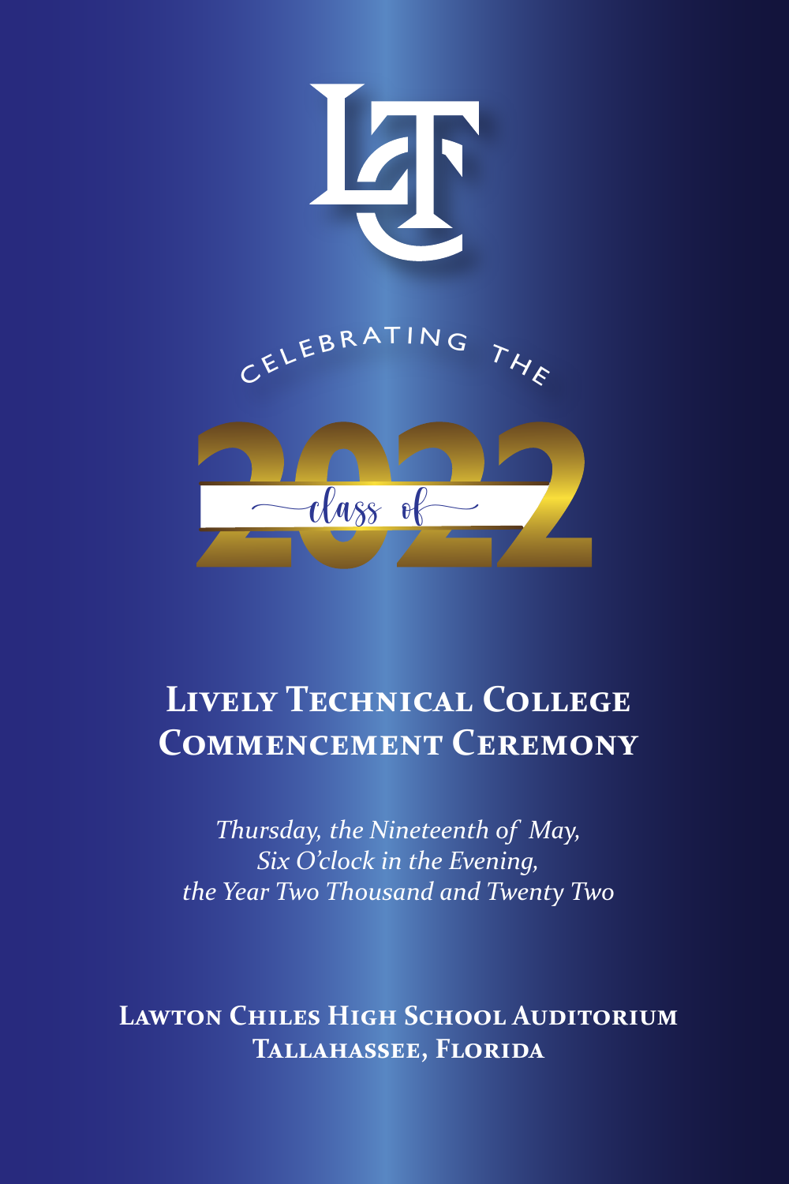LTC

CELEBRATING THE

class of 2022

# Lively Technical College Commencement Ceremony

*Thursday, the Nineteenth of May,*
*Six O'clock in the Evening,*
*the Year Two Thousand and Twenty Two*

**Lawton Chiles High School Auditorium**
**Tallahassee, Florida**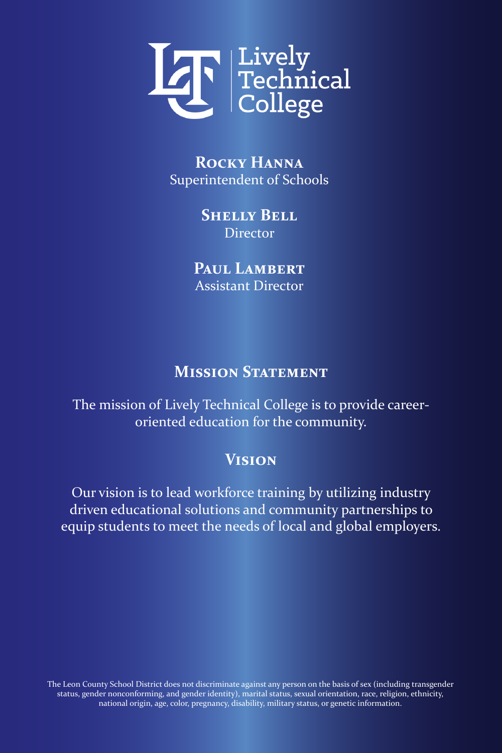Lively Technical College

**Rocky Hanna**
Superintendent of Schools

**Shelly Bell**
Director

**Paul Lambert**
Assistant Director

## Mission Statement

The mission of Lively Technical College is to provide career-oriented education for the community.

## Vision

Our vision is to lead workforce training by utilizing industry driven educational solutions and community partnerships to equip students to meet the needs of local and global employers.

The Leon County School District does not discriminate against any person on the basis of sex (including transgender status, gender nonconforming, and gender identity), marital status, sexual orientation, race, religion, ethnicity, national origin, age, color, pregnancy, disability, military status, or genetic information.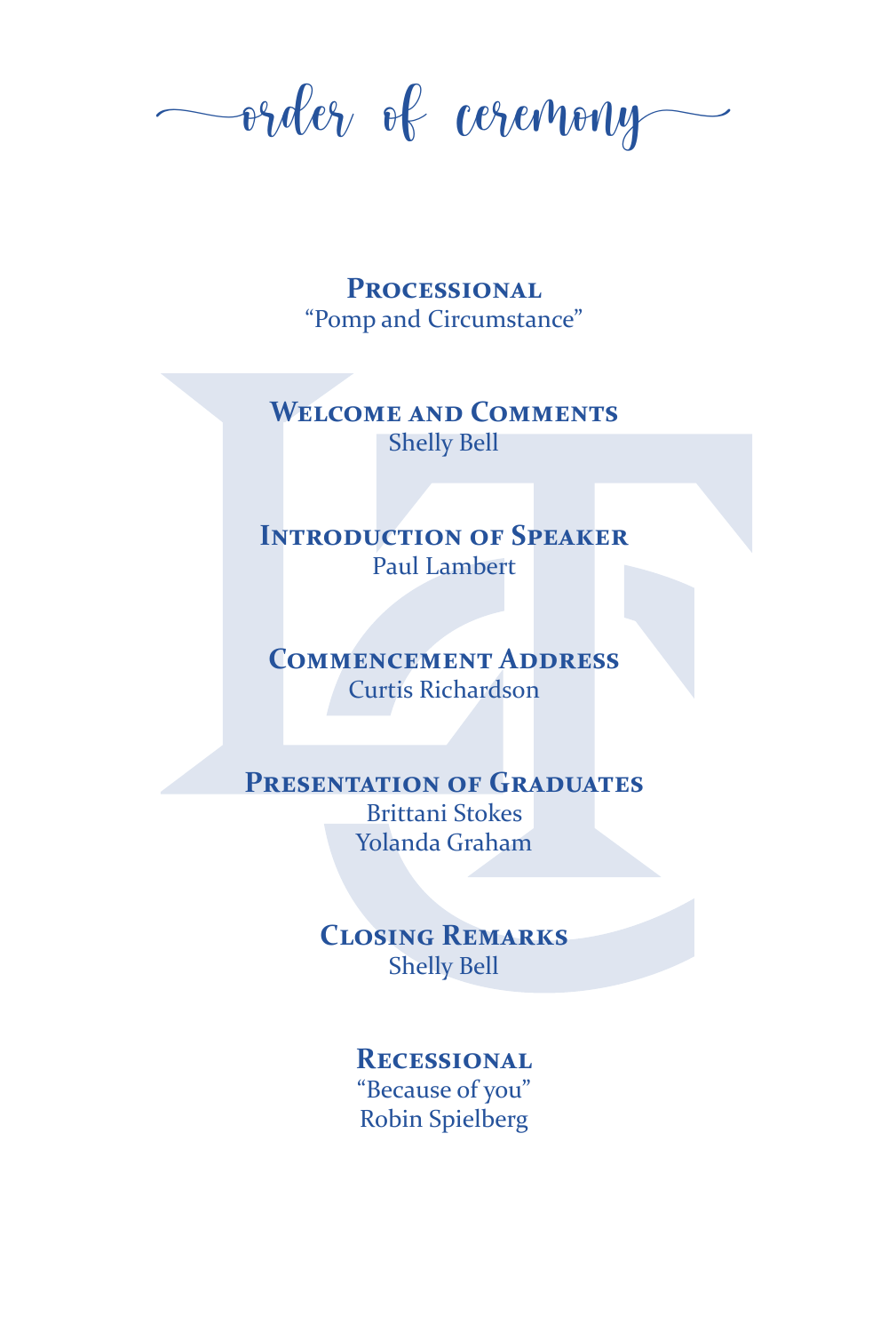# order of ceremony

**Processional**
"Pomp and Circumstance"

**Welcome and Comments**
Shelly Bell

**Introduction of Speaker**
Paul Lambert

**Commencement Address**
Curtis Richardson

**Presentation of Graduates**
Brittani Stokes
Yolanda Graham

**Closing Remarks**
Shelly Bell

**Recessional**
"Because of you"
Robin Spielberg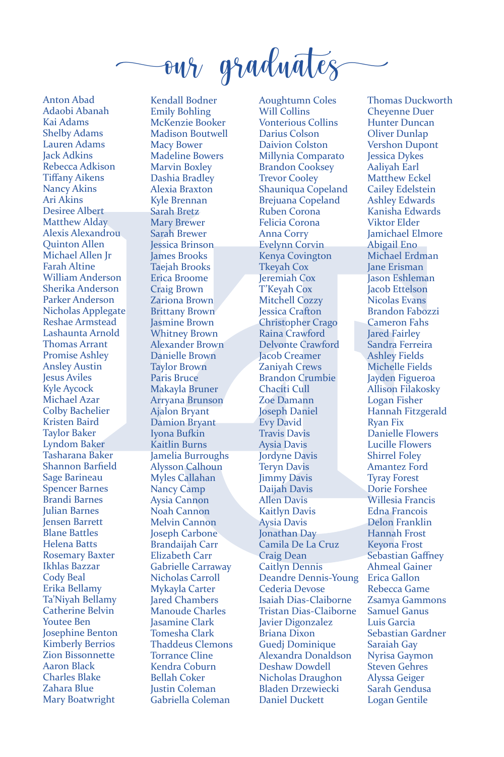# our graduates

Anton Abad
Adaobi Abanah
Kai Adams
Shelby Adams
Lauren Adams
Jack Adkins
Rebecca Adkison
Tiffany Aikens
Nancy Akins
Ari Akins
Desiree Albert
Matthew Alday
Alexis Alexandrou
Quinton Allen
Michael Allen Jr
Farah Altine
William Anderson
Sherika Anderson
Parker Anderson
Nicholas Applegate
Reshae Armstead
Lashaunta Arnold
Thomas Arrant
Promise Ashley
Ansley Austin
Jesus Aviles
Kyle Aycock
Michael Azar
Colby Bachelier
Kristen Baird
Taylor Baker
Lyndom Baker
Tasharana Baker
Shannon Barfield
Sage Barineau
Spencer Barnes
Brandi Barnes
Julian Barnes
Jensen Barrett
Blane Battles
Helena Batts
Rosemary Baxter
Ikhlas Bazzar
Cody Beal
Erika Bellamy
Ta'Niyah Bellamy
Catherine Belvin
Youtee Ben
Josephine Benton
Kimberly Berrios
Zion Bissonnette
Aaron Black
Charles Blake
Zahara Blue
Mary Boatwright
Kendall Bodner
Emily Bohling
McKenzie Booker
Madison Boutwell
Macy Bower
Madeline Bowers
Marvin Boxley
Dashia Bradley
Alexia Braxton
Kyle Brennan
Sarah Bretz
Mary Brewer
Sarah Brewer
Jessica Brinson
James Brooks
Taejah Brooks
Erica Broome
Craig Brown
Zariona Brown
Brittany Brown
Jasmine Brown
Whitney Brown
Alexander Brown
Danielle Brown
Taylor Brown
Paris Bruce
Makayla Bruner
Arryana Brunson
Ajalon Bryant
Damion Bryant
Iyona Bufkin
Kaitlin Burns
Jamelia Burroughs
Alysson Calhoun
Myles Callahan
Nancy Camp
Aysia Cannon
Noah Cannon
Melvin Cannon
Joseph Carbone
Brandaijah Carr
Elizabeth Carr
Gabrielle Carraway
Nicholas Carroll
Mykayla Carter
Jared Chambers
Manoude Charles
Jasamine Clark
Tomesha Clark
Thaddeus Clemons
Torrance Cline
Kendra Coburn
Bellah Coker
Justin Coleman
Gabriella Coleman
Aoughtumn Coles
Will Collins
Vonterious Collins
Darius Colson
Daivion Colston
Millynia Comparato
Brandon Cooksey
Trevor Cooley
Shauniqua Copeland
Brejuana Copeland
Ruben Corona
Felicia Corona
Anna Corry
Evelynn Corvin
Kenya Covington
Tkeyah Cox
Jeremiah Cox
T'Keyah Cox
Mitchell Cozzy
Jessica Crafton
Christopher Crago
Raina Crawford
Delvonte Crawford
Jacob Creamer
Zaniyah Crews
Brandon Crumbie
Chaciti Cull
Zoe Damann
Joseph Daniel
Evy David
Travis Davis
Aysia Davis
Jordyne Davis
Teryn Davis
Jimmy Davis
Daijah Davis
Allen Davis
Kaitlyn Davis
Aysia Davis
Jonathan Day
Camila De La Cruz
Craig Dean
Caitlyn Dennis
Deandre Dennis-Young
Cederia Devose
Isaiah Dias-Claiborne
Tristan Dias-Claiborne
Javier Digonzalez
Briana Dixon
Guedj Dominique
Alexandra Donaldson
Deshaw Dowdell
Nicholas Draughon
Bladen Drzewiecki
Daniel Duckett
Thomas Duckworth
Cheyenne Duer
Hunter Duncan
Oliver Dunlap
Vershon Dupont
Jessica Dykes
Aaliyah Earl
Matthew Eckel
Cailey Edelstein
Ashley Edwards
Kanisha Edwards
Viktor Elder
Jamichael Elmore
Abigail Eno
Michael Erdman
Jane Erisman
Jason Eshleman
Jacob Ettelson
Nicolas Evans
Brandon Fabozzi
Cameron Fahs
Jared Fairley
Sandra Ferreira
Ashley Fields
Michelle Fields
Jayden Figueroa
Allison Filakosky
Logan Fisher
Hannah Fitzgerald
Ryan Fix
Danielle Flowers
Lucille Flowers
Shirrel Foley
Amantez Ford
Tyray Forest
Dorie Forshee
Willesia Francis
Edna Francois
Delon Franklin
Hannah Frost
Keyona Frost
Sebastian Gaffney
Ahmeal Gainer
Erica Gallon
Rebecca Game
Zsamya Gammons
Samuel Ganus
Luis Garcia
Sebastian Gardner
Saraiah Gay
Nyrisa Gaymon
Steven Gehres
Alyssa Geiger
Sarah Gendusa
Logan Gentile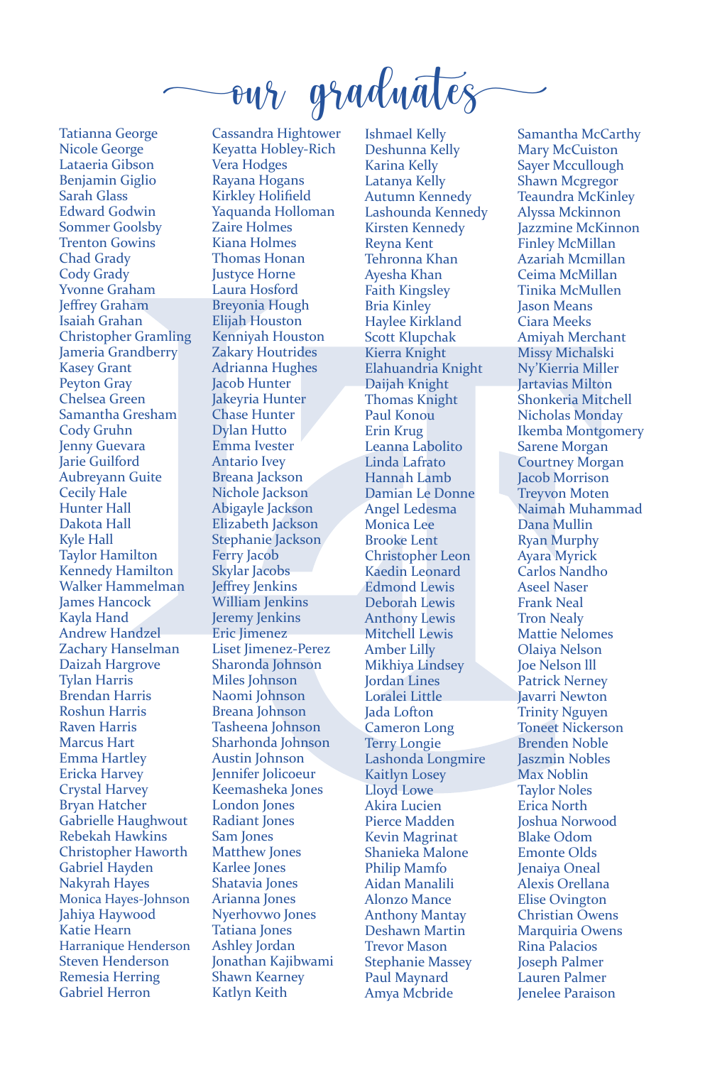# our graduates

Tatianna George
Nicole George
Lataeria Gibson
Benjamin Giglio
Sarah Glass
Edward Godwin
Sommer Goolsby
Trenton Gowins
Chad Grady
Cody Grady
Yvonne Graham
Jeffrey Graham
Isaiah Grahan
Christopher Gramling
Jameria Grandberry
Kasey Grant
Peyton Gray
Chelsea Green
Samantha Gresham
Cody Gruhn
Jenny Guevara
Jarie Guilford
Aubreyann Guite
Cecily Hale
Hunter Hall
Dakota Hall
Kyle Hall
Taylor Hamilton
Kennedy Hamilton
Walker Hammelman
James Hancock
Kayla Hand
Andrew Handzel
Zachary Hanselman
Daizah Hargrove
Tylan Harris
Brendan Harris
Roshun Harris
Raven Harris
Marcus Hart
Emma Hartley
Ericka Harvey
Crystal Harvey
Bryan Hatcher
Gabrielle Haughwout
Rebekah Hawkins
Christopher Haworth
Gabriel Hayden
Nakyrah Hayes
Monica Hayes-Johnson
Jahiya Haywood
Katie Hearn
Harranique Henderson
Steven Henderson
Remesia Herring
Gabriel Herron
Cassandra Hightower
Keyatta Hobley-Rich
Vera Hodges
Rayana Hogans
Kirkley Holifield
Yaquanda Holloman
Zaire Holmes
Kiana Holmes
Thomas Honan
Justyce Horne
Laura Hosford
Breyonia Hough
Elijah Houston
Kenniyah Houston
Zakary Houtrides
Adrianna Hughes
Jacob Hunter
Jakeyria Hunter
Chase Hunter
Dylan Hutto
Emma Ivester
Antario Ivey
Breana Jackson
Nichole Jackson
Abigayle Jackson
Elizabeth Jackson
Stephanie Jackson
Ferry Jacob
Skylar Jacobs
Jeffrey Jenkins
William Jenkins
Jeremy Jenkins
Eric Jimenez
Liset Jimenez-Perez
Sharonda Johnson
Miles Johnson
Naomi Johnson
Breana Johnson
Tasheena Johnson
Sharhonda Johnson
Austin Johnson
Jennifer Jolicoeur
Keemasheka Jones
London Jones
Radiant Jones
Sam Jones
Matthew Jones
Karlee Jones
Shatavia Jones
Arianna Jones
Nyerhovwo Jones
Tatiana Jones
Ashley Jordan
Jonathan Kajibwami
Shawn Kearney
Katlyn Keith
Ishmael Kelly
Deshunna Kelly
Karina Kelly
Latanya Kelly
Autumn Kennedy
Lashounda Kennedy
Kirsten Kennedy
Reyna Kent
Tehronna Khan
Ayesha Khan
Faith Kingsley
Bria Kinley
Haylee Kirkland
Scott Klupchak
Kierra Knight
Elahuandria Knight
Daijah Knight
Thomas Knight
Paul Konou
Erin Krug
Leanna Labolito
Linda Lafrato
Hannah Lamb
Damian Le Donne
Angel Ledesma
Monica Lee
Brooke Lent
Christopher Leon
Kaedin Leonard
Edmond Lewis
Deborah Lewis
Anthony Lewis
Mitchell Lewis
Amber Lilly
Mikhiya Lindsey
Jordan Lines
Loralei Little
Jada Lofton
Cameron Long
Terry Longie
Lashonda Longmire
Kaitlyn Losey
Lloyd Lowe
Akira Lucien
Pierce Madden
Kevin Magrinat
Shanieka Malone
Philip Mamfo
Aidan Manalili
Alonzo Mance
Anthony Mantay
Deshawn Martin
Trevor Mason
Stephanie Massey
Paul Maynard
Amya Mcbride
Samantha McCarthy
Mary McCuiston
Sayer Mccullough
Shawn Mcgregor
Teaundra McKinley
Alyssa Mckinnon
Jazzmine McKinnon
Finley McMillan
Azariah Mcmillan
Ceima McMillan
Tinika McMullen
Jason Means
Ciara Meeks
Amiyah Merchant
Missy Michalski
Ny'Kierria Miller
Jartavias Milton
Shonkeria Mitchell
Nicholas Monday
Ikemba Montgomery
Sarene Morgan
Courtney Morgan
Jacob Morrison
Treyvon Moten
Naimah Muhammad
Dana Mullin
Ryan Murphy
Ayara Myrick
Carlos Nandho
Aseel Naser
Frank Neal
Tron Nealy
Mattie Nelomes
Olaiya Nelson
Joe Nelson lll
Patrick Nerney
Javarri Newton
Trinity Nguyen
Toneet Nickerson
Brenden Noble
Jaszmin Nobles
Max Noblin
Taylor Noles
Erica North
Joshua Norwood
Blake Odom
Emonte Olds
Jenaiya Oneal
Alexis Orellana
Elise Ovington
Christian Owens
Marquiria Owens
Rina Palacios
Joseph Palmer
Lauren Palmer
Jenelee Paraison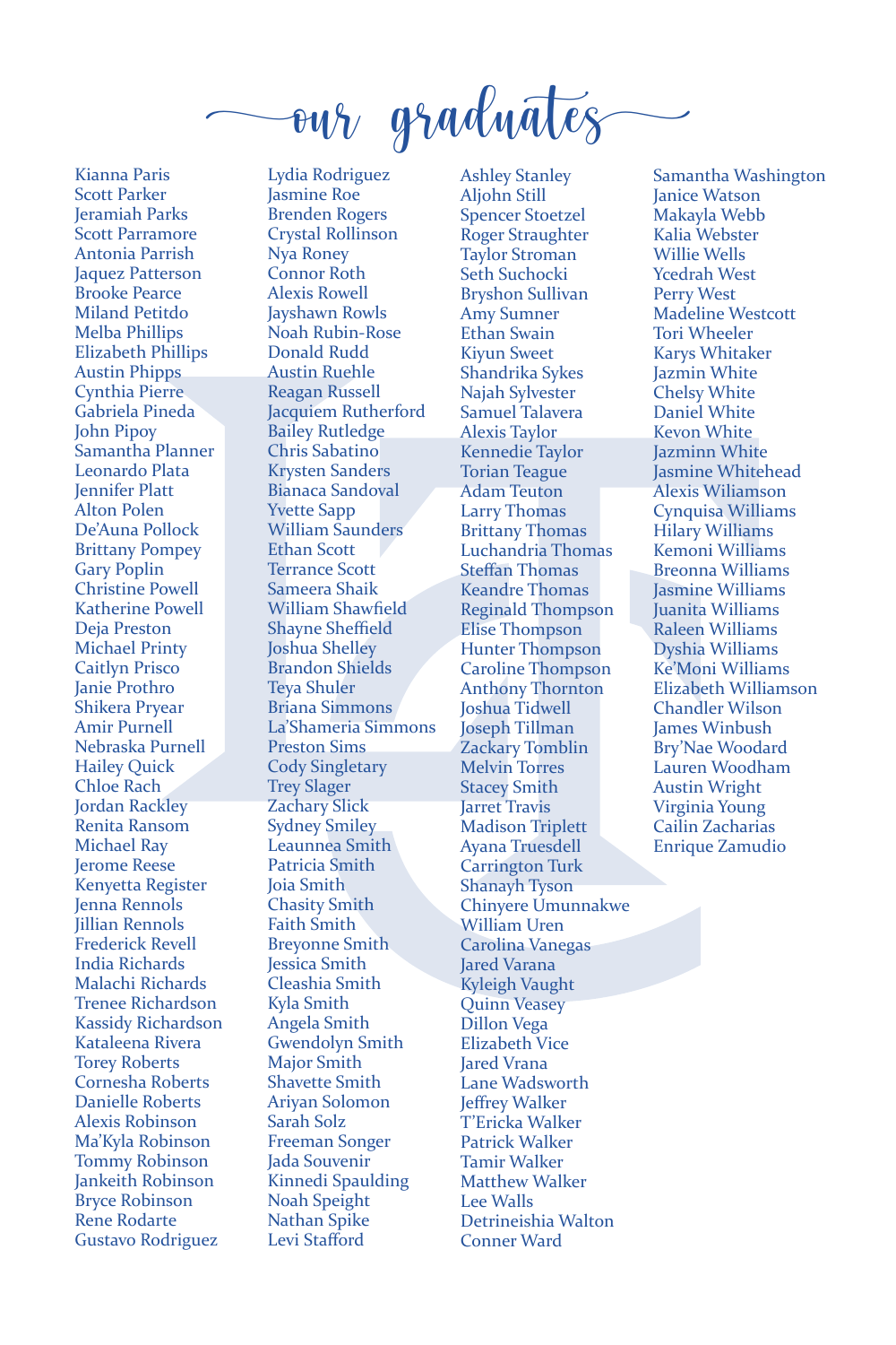# our graduates

Kianna Paris
Scott Parker
Jeramiah Parks
Scott Parramore
Antonia Parrish
Jaquez Patterson
Brooke Pearce
Miland Petitdo
Melba Phillips
Elizabeth Phillips
Austin Phipps
Cynthia Pierre
Gabriela Pineda
John Pipoy
Samantha Planner
Leonardo Plata
Jennifer Platt
Alton Polen
De'Auna Pollock
Brittany Pompey
Gary Poplin
Christine Powell
Katherine Powell
Deja Preston
Michael Printy
Caitlyn Prisco
Janie Prothro
Shikera Pryear
Amir Purnell
Nebraska Purnell
Hailey Quick
Chloe Rach
Jordan Rackley
Renita Ransom
Michael Ray
Jerome Reese
Kenyetta Register
Jenna Rennols
Jillian Rennols
Frederick Revell
India Richards
Malachi Richards
Trenee Richardson
Kassidy Richardson
Kataleena Rivera
Torey Roberts
Cornesha Roberts
Danielle Roberts
Alexis Robinson
Ma'Kyla Robinson
Tommy Robinson
Jankeith Robinson
Bryce Robinson
Rene Rodarte
Gustavo Rodriguez

Lydia Rodriguez
Jasmine Roe
Brenden Rogers
Crystal Rollinson
Nya Roney
Connor Roth
Alexis Rowell
Jayshawn Rowls
Noah Rubin-Rose
Donald Rudd
Austin Ruehle
Reagan Russell
Jacquiem Rutherford
Bailey Rutledge
Chris Sabatino
Krysten Sanders
Bianaca Sandoval
Yvette Sapp
William Saunders
Ethan Scott
Terrance Scott
Sameera Shaik
William Shawfield
Shayne Sheffield
Joshua Shelley
Brandon Shields
Teya Shuler
Briana Simmons
La'Shameria Simmons
Preston Sims
Cody Singletary
Trey Slager
Zachary Slick
Sydney Smiley
Leaunnea Smith
Patricia Smith
Joia Smith
Chasity Smith
Faith Smith
Breyonne Smith
Jessica Smith
Cleashia Smith
Kyla Smith
Angela Smith
Gwendolyn Smith
Major Smith
Shavette Smith
Ariyan Solomon
Sarah Solz
Freeman Songer
Jada Souvenir
Kinnedi Spaulding
Noah Speight
Nathan Spike
Levi Stafford

Ashley Stanley
Aljohn Still
Spencer Stoetzel
Roger Straughter
Taylor Stroman
Seth Suchocki
Bryshon Sullivan
Amy Sumner
Ethan Swain
Kiyun Sweet
Shandrika Sykes
Najah Sylvester
Samuel Talavera
Alexis Taylor
Kennedie Taylor
Torian Teague
Adam Teuton
Larry Thomas
Brittany Thomas
Luchandria Thomas
Steffan Thomas
Keandre Thomas
Reginald Thompson
Elise Thompson
Hunter Thompson
Caroline Thompson
Anthony Thornton
Joshua Tidwell
Joseph Tillman
Zackary Tomblin
Melvin Torres
Stacey Smith
Jarret Travis
Madison Triplett
Ayana Truesdell
Carrington Turk
Shanayh Tyson
Chinyere Umunnakwe
William Uren
Carolina Vanegas
Jared Varana
Kyleigh Vaught
Quinn Veasey
Dillon Vega
Elizabeth Vice
Jared Vrana
Lane Wadsworth
Jeffrey Walker
T'Ericka Walker
Patrick Walker
Tamir Walker
Matthew Walker
Lee Walls
Detrineishia Walton
Conner Ward

Samantha Washington
Janice Watson
Makayla Webb
Kalia Webster
Willie Wells
Ycedrah West
Perry West
Madeline Westcott
Tori Wheeler
Karys Whitaker
Jazmin White
Chelsy White
Daniel White
Kevon White
Jazminn White
Jasmine Whitehead
Alexis Wiliamson
Cynquisa Williams
Hilary Williams
Kemoni Williams
Breonna Williams
Jasmine Williams
Juanita Williams
Raleen Williams
Dyshia Williams
Ke'Moni Williams
Elizabeth Williamson
Chandler Wilson
James Winbush
Bry'Nae Woodard
Lauren Woodham
Austin Wright
Virginia Young
Cailin Zacharias
Enrique Zamudio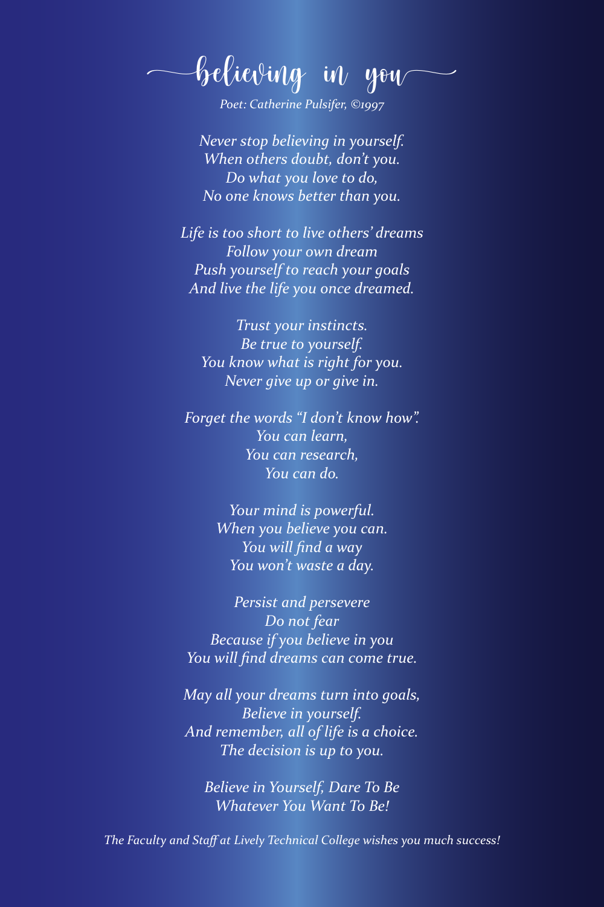# believing in you

*Poet: Catherine Pulsifer, ©1997*

*Never stop believing in yourself.*
*When others doubt, don't you.*
*Do what you love to do,*
*No one knows better than you.*

*Life is too short to live others' dreams*
*Follow your own dream*
*Push yourself to reach your goals*
*And live the life you once dreamed.*

*Trust your instincts.*
*Be true to yourself.*
*You know what is right for you.*
*Never give up or give in.*

*Forget the words "I don't know how".*
*You can learn,*
*You can research,*
*You can do.*

*Your mind is powerful.*
*When you believe you can.*
*You will find a way*
*You won't waste a day.*

*Persist and persevere*
*Do not fear*
*Because if you believe in you*
*You will find dreams can come true.*

*May all your dreams turn into goals,*
*Believe in yourself.*
*And remember, all of life is a choice.*
*The decision is up to you.*

*Believe in Yourself, Dare To Be*
*Whatever You Want To Be!*

*The Faculty and Staff at Lively Technical College wishes you much success!*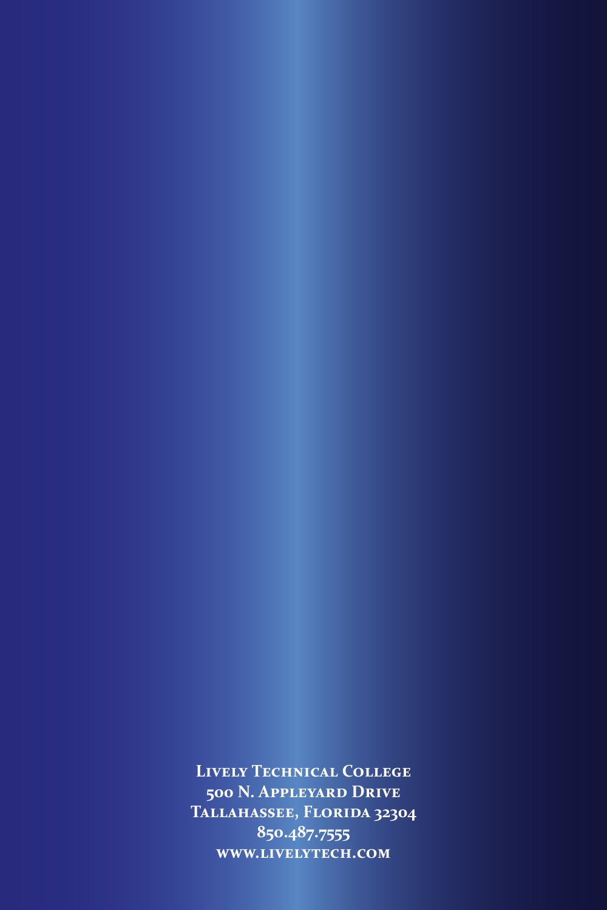**Lively Technical College**
**500 N. Appleyard Drive**
**Tallahassee, Florida 32304**
**850.487.7555**
**www.livelytech.com**